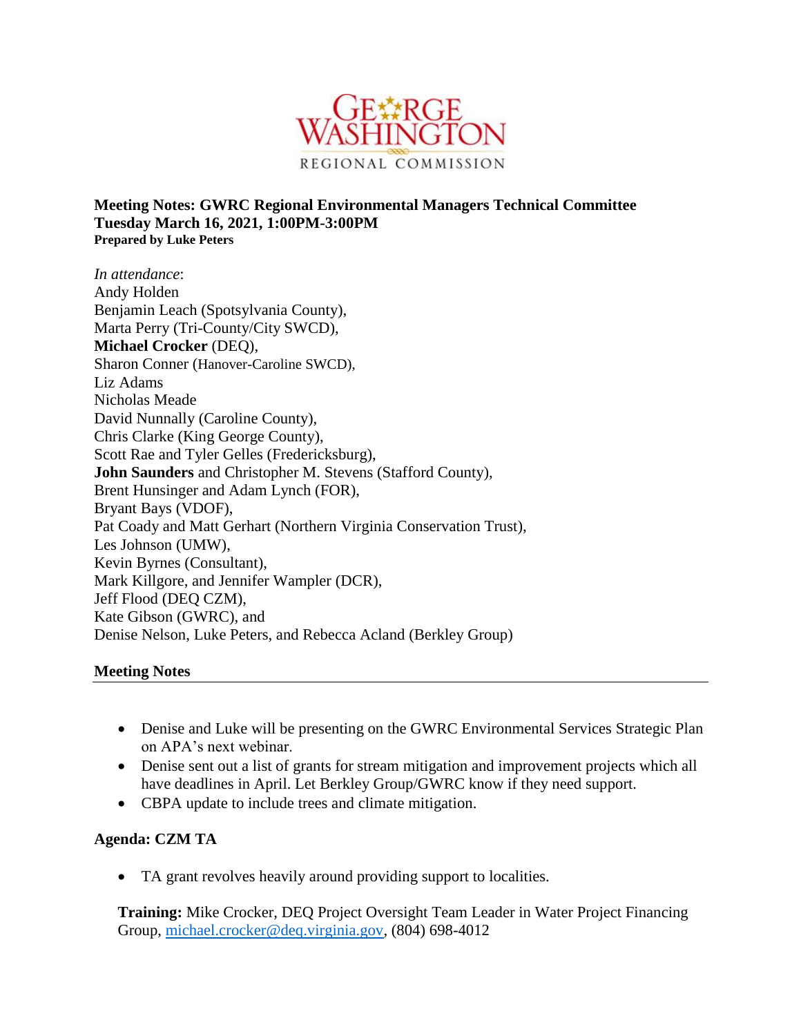GEORGE WASHINGTON REGIONAL COMMISSION

**Meeting Notes: GWRC Regional Environmental Managers Technical Committee**
**Tuesday March 16, 2021, 1:00PM-3:00PM**
**Prepared by Luke Peters**

*In attendance*:
Andy Holden
Benjamin Leach (Spotsylvania County),
Marta Perry (Tri-County/City SWCD),
**Michael Crocker** (DEQ),
Sharon Conner (Hanover-Caroline SWCD),
Liz Adams
Nicholas Meade
David Nunnally (Caroline County),
Chris Clarke (King George County),
Scott Rae and Tyler Gelles (Fredericksburg),
**John Saunders** and Christopher M. Stevens (Stafford County),
Brent Hunsinger and Adam Lynch (FOR),
Bryant Bays (VDOF),
Pat Coady and Matt Gerhart (Northern Virginia Conservation Trust),
Les Johnson (UMW),
Kevin Byrnes (Consultant),
Mark Killgore, and Jennifer Wampler (DCR),
Jeff Flood (DEQ CZM),
Kate Gibson (GWRC), and
Denise Nelson, Luke Peters, and Rebecca Acland (Berkley Group)

**Meeting Notes**

- Denise and Luke will be presenting on the GWRC Environmental Services Strategic Plan on APA's next webinar.
- Denise sent out a list of grants for stream mitigation and improvement projects which all have deadlines in April. Let Berkley Group/GWRC know if they need support.
- CBPA update to include trees and climate mitigation.

**Agenda: CZM TA**

- TA grant revolves heavily around providing support to localities.

**Training:** Mike Crocker, DEQ Project Oversight Team Leader in Water Project Financing Group, michael.crocker@deq.virginia.gov, (804) 698-4012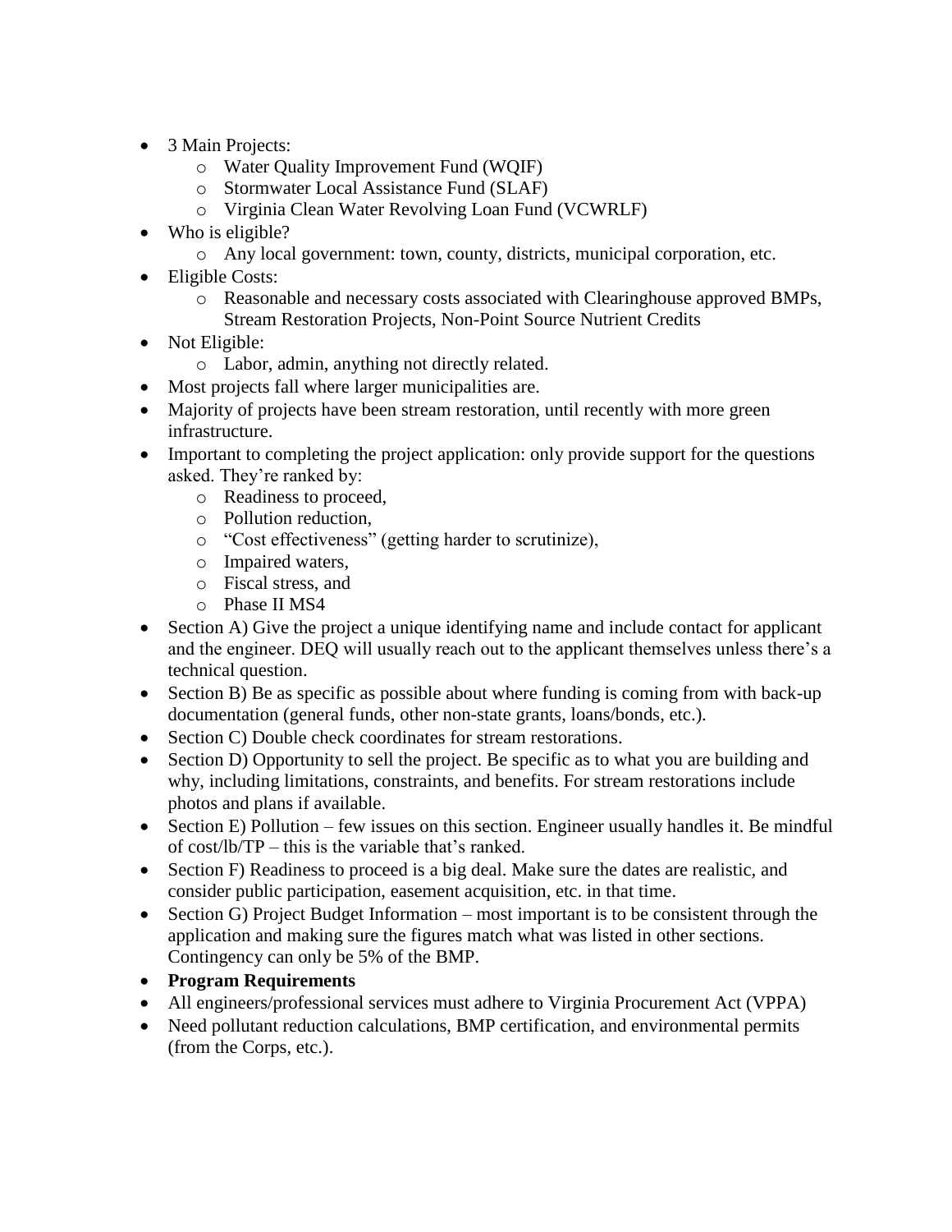- 3 Main Projects:
  - Water Quality Improvement Fund (WQIF)
  - Stormwater Local Assistance Fund (SLAF)
  - Virginia Clean Water Revolving Loan Fund (VCWRLF)
- Who is eligible?
  - Any local government: town, county, districts, municipal corporation, etc.
- Eligible Costs:
  - Reasonable and necessary costs associated with Clearinghouse approved BMPs, Stream Restoration Projects, Non-Point Source Nutrient Credits
- Not Eligible:
  - Labor, admin, anything not directly related.
- Most projects fall where larger municipalities are.
- Majority of projects have been stream restoration, until recently with more green infrastructure.
- Important to completing the project application: only provide support for the questions asked. They're ranked by:
  - Readiness to proceed,
  - Pollution reduction,
  - "Cost effectiveness" (getting harder to scrutinize),
  - Impaired waters,
  - Fiscal stress, and
  - Phase II MS4
- Section A) Give the project a unique identifying name and include contact for applicant and the engineer. DEQ will usually reach out to the applicant themselves unless there's a technical question.
- Section B) Be as specific as possible about where funding is coming from with back-up documentation (general funds, other non-state grants, loans/bonds, etc.).
- Section C) Double check coordinates for stream restorations.
- Section D) Opportunity to sell the project. Be specific as to what you are building and why, including limitations, constraints, and benefits. For stream restorations include photos and plans if available.
- Section E) Pollution – few issues on this section. Engineer usually handles it. Be mindful of cost/lb/TP – this is the variable that's ranked.
- Section F) Readiness to proceed is a big deal. Make sure the dates are realistic, and consider public participation, easement acquisition, etc. in that time.
- Section G) Project Budget Information – most important is to be consistent through the application and making sure the figures match what was listed in other sections. Contingency can only be 5% of the BMP.
- **Program Requirements**
- All engineers/professional services must adhere to Virginia Procurement Act (VPPA)
- Need pollutant reduction calculations, BMP certification, and environmental permits (from the Corps, etc.).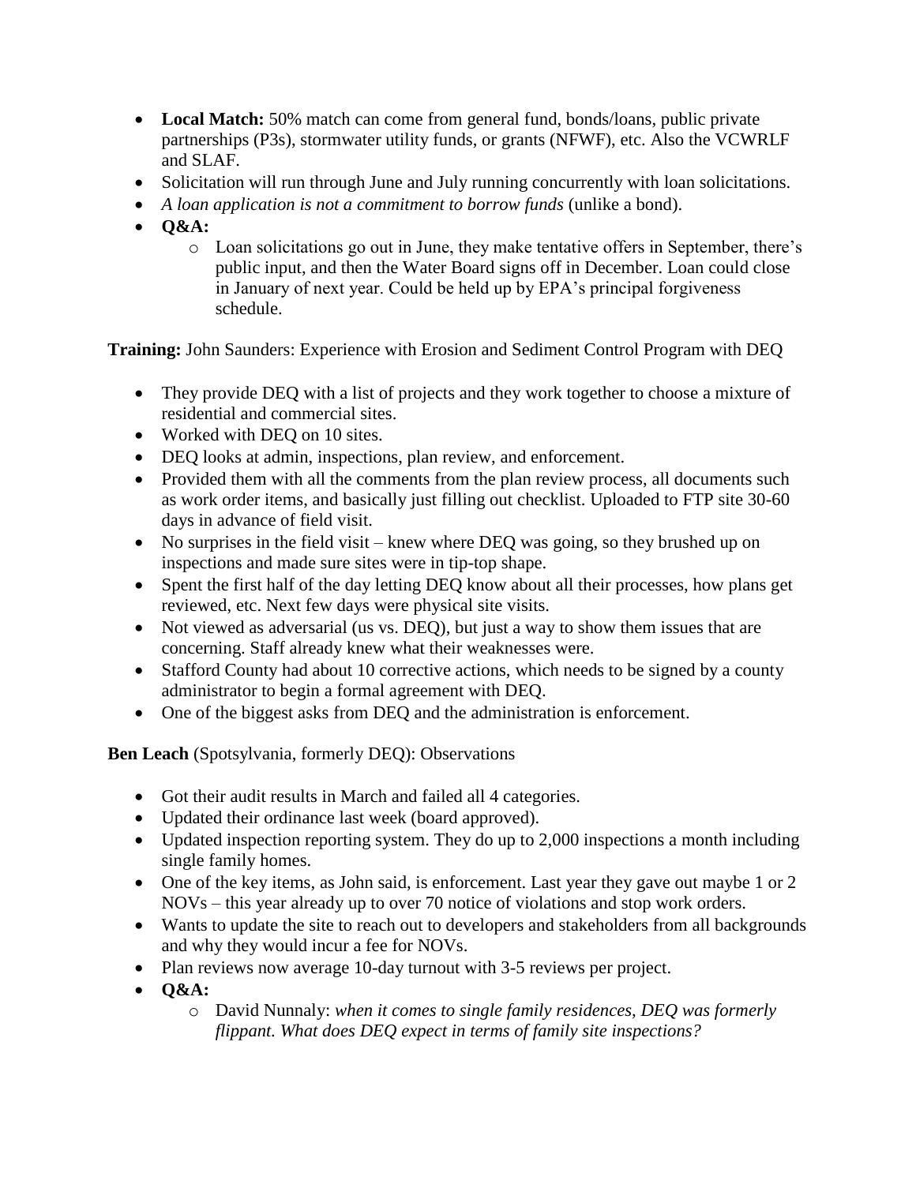- **Local Match:** 50% match can come from general fund, bonds/loans, public private partnerships (P3s), stormwater utility funds, or grants (NFWF), etc. Also the VCWRLF and SLAF.
- Solicitation will run through June and July running concurrently with loan solicitations.
- *A loan application is not a commitment to borrow funds* (unlike a bond).
- **Q&A:**
  - Loan solicitations go out in June, they make tentative offers in September, there's public input, and then the Water Board signs off in December. Loan could close in January of next year. Could be held up by EPA's principal forgiveness schedule.

**Training:** John Saunders: Experience with Erosion and Sediment Control Program with DEQ

- They provide DEQ with a list of projects and they work together to choose a mixture of residential and commercial sites.
- Worked with DEQ on 10 sites.
- DEQ looks at admin, inspections, plan review, and enforcement.
- Provided them with all the comments from the plan review process, all documents such as work order items, and basically just filling out checklist. Uploaded to FTP site 30-60 days in advance of field visit.
- No surprises in the field visit – knew where DEQ was going, so they brushed up on inspections and made sure sites were in tip-top shape.
- Spent the first half of the day letting DEQ know about all their processes, how plans get reviewed, etc. Next few days were physical site visits.
- Not viewed as adversarial (us vs. DEQ), but just a way to show them issues that are concerning. Staff already knew what their weaknesses were.
- Stafford County had about 10 corrective actions, which needs to be signed by a county administrator to begin a formal agreement with DEQ.
- One of the biggest asks from DEQ and the administration is enforcement.

**Ben Leach** (Spotsylvania, formerly DEQ): Observations

- Got their audit results in March and failed all 4 categories.
- Updated their ordinance last week (board approved).
- Updated inspection reporting system. They do up to 2,000 inspections a month including single family homes.
- One of the key items, as John said, is enforcement. Last year they gave out maybe 1 or 2 NOVs – this year already up to over 70 notice of violations and stop work orders.
- Wants to update the site to reach out to developers and stakeholders from all backgrounds and why they would incur a fee for NOVs.
- Plan reviews now average 10-day turnout with 3-5 reviews per project.
- **Q&A:**
  - David Nunnaly: *when it comes to single family residences, DEQ was formerly flippant. What does DEQ expect in terms of family site inspections?*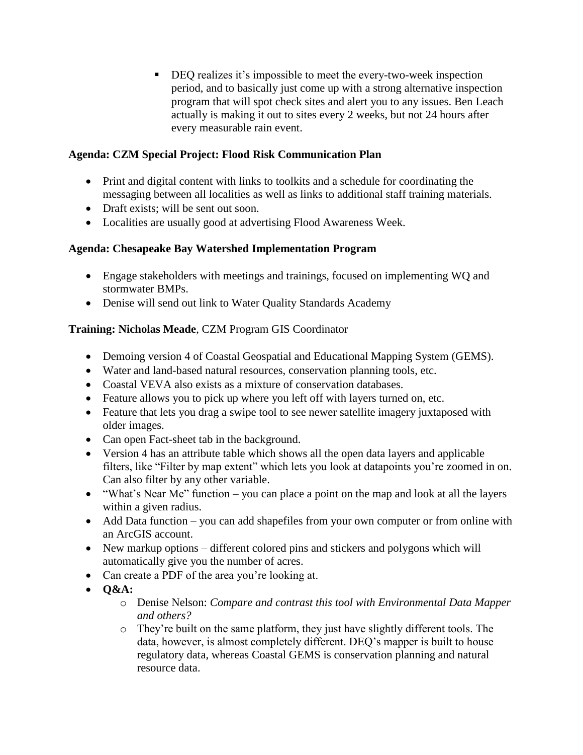- DEQ realizes it's impossible to meet the every-two-week inspection period, and to basically just come up with a strong alternative inspection program that will spot check sites and alert you to any issues. Ben Leach actually is making it out to sites every 2 weeks, but not 24 hours after every measurable rain event.

**Agenda: CZM Special Project: Flood Risk Communication Plan**

- Print and digital content with links to toolkits and a schedule for coordinating the messaging between all localities as well as links to additional staff training materials.
- Draft exists; will be sent out soon.
- Localities are usually good at advertising Flood Awareness Week.

**Agenda: Chesapeake Bay Watershed Implementation Program**

- Engage stakeholders with meetings and trainings, focused on implementing WQ and stormwater BMPs.
- Denise will send out link to Water Quality Standards Academy

**Training: Nicholas Meade**, CZM Program GIS Coordinator

- Demoing version 4 of Coastal Geospatial and Educational Mapping System (GEMS).
- Water and land-based natural resources, conservation planning tools, etc.
- Coastal VEVA also exists as a mixture of conservation databases.
- Feature allows you to pick up where you left off with layers turned on, etc.
- Feature that lets you drag a swipe tool to see newer satellite imagery juxtaposed with older images.
- Can open Fact-sheet tab in the background.
- Version 4 has an attribute table which shows all the open data layers and applicable filters, like "Filter by map extent" which lets you look at datapoints you're zoomed in on. Can also filter by any other variable.
- "What's Near Me" function – you can place a point on the map and look at all the layers within a given radius.
- Add Data function – you can add shapefiles from your own computer or from online with an ArcGIS account.
- New markup options – different colored pins and stickers and polygons which will automatically give you the number of acres.
- Can create a PDF of the area you're looking at.
- **Q&A:**
    - Denise Nelson: *Compare and contrast this tool with Environmental Data Mapper and others?*
    - They're built on the same platform, they just have slightly different tools. The data, however, is almost completely different. DEQ's mapper is built to house regulatory data, whereas Coastal GEMS is conservation planning and natural resource data.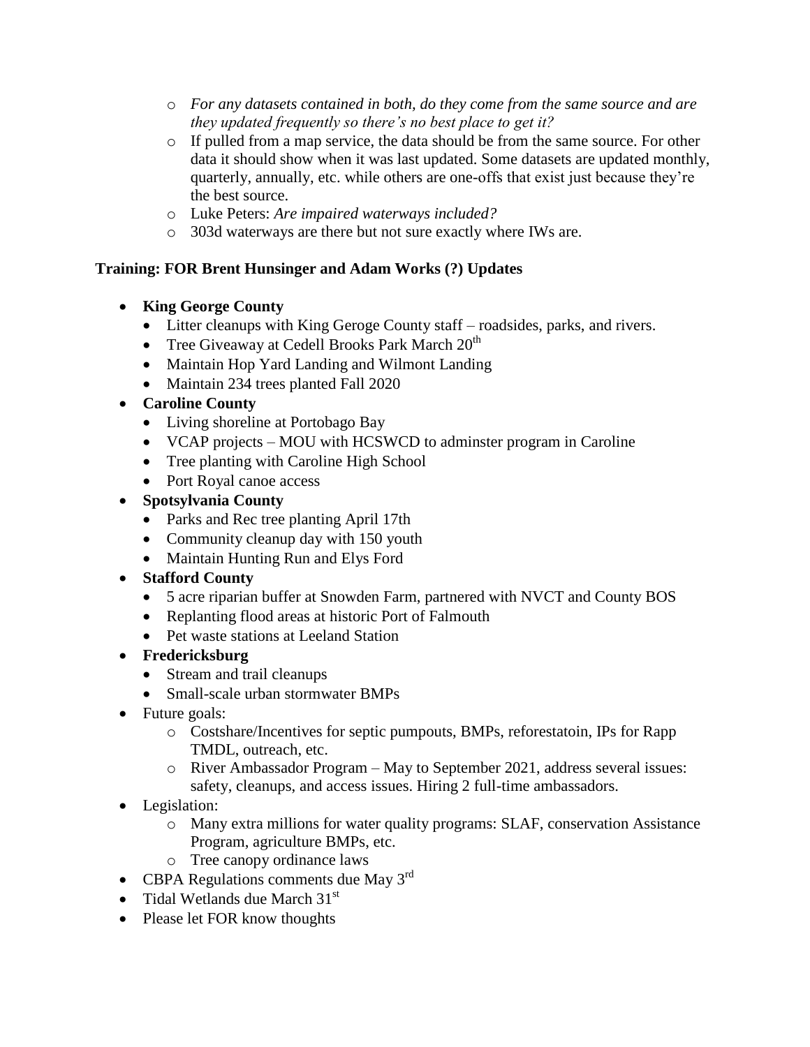- *For any datasets contained in both, do they come from the same source and are they updated frequently so there's no best place to get it?*
- If pulled from a map service, the data should be from the same source. For other data it should show when it was last updated. Some datasets are updated monthly, quarterly, annually, etc. while others are one-offs that exist just because they're the best source.
- Luke Peters: *Are impaired waterways included?*
- 303d waterways are there but not sure exactly where IWs are.

**Training: FOR Brent Hunsinger and Adam Works (?) Updates**

- **King George County**
  - Litter cleanups with King Geroge County staff – roadsides, parks, and rivers.
  - Tree Giveaway at Cedell Brooks Park March 20th
  - Maintain Hop Yard Landing and Wilmont Landing
  - Maintain 234 trees planted Fall 2020
- **Caroline County**
  - Living shoreline at Portobago Bay
  - VCAP projects – MOU with HCSWCD to adminster program in Caroline
  - Tree planting with Caroline High School
  - Port Royal canoe access
- **Spotsylvania County**
  - Parks and Rec tree planting April 17th
  - Community cleanup day with 150 youth
  - Maintain Hunting Run and Elys Ford
- **Stafford County**
  - 5 acre riparian buffer at Snowden Farm, partnered with NVCT and County BOS
  - Replanting flood areas at historic Port of Falmouth
  - Pet waste stations at Leeland Station
- **Fredericksburg**
  - Stream and trail cleanups
  - Small-scale urban stormwater BMPs
- Future goals:
  - Costshare/Incentives for septic pumpouts, BMPs, reforestatoin, IPs for Rapp TMDL, outreach, etc.
  - River Ambassador Program – May to September 2021, address several issues: safety, cleanups, and access issues. Hiring 2 full-time ambassadors.
- Legislation:
  - Many extra millions for water quality programs: SLAF, conservation Assistance Program, agriculture BMPs, etc.
  - Tree canopy ordinance laws
- CBPA Regulations comments due May 3rd
- Tidal Wetlands due March 31st
- Please let FOR know thoughts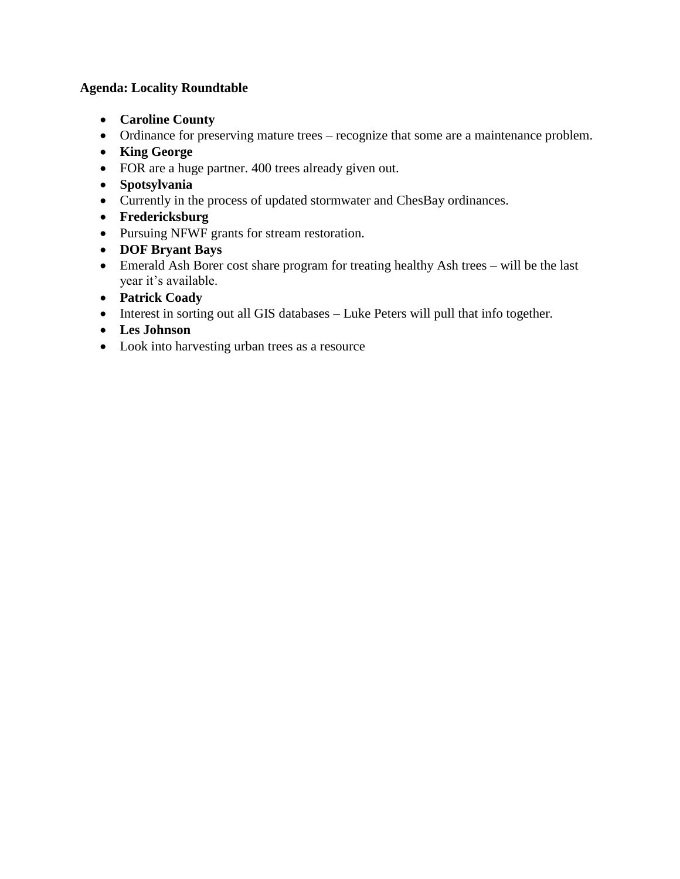**Agenda: Locality Roundtable**

- **Caroline County**
- Ordinance for preserving mature trees – recognize that some are a maintenance problem.
- **King George**
- FOR are a huge partner. 400 trees already given out.
- **Spotsylvania**
- Currently in the process of updated stormwater and ChesBay ordinances.
- **Fredericksburg**
- Pursuing NFWF grants for stream restoration.
- **DOF Bryant Bays**
- Emerald Ash Borer cost share program for treating healthy Ash trees – will be the last year it's available.
- **Patrick Coady**
- Interest in sorting out all GIS databases – Luke Peters will pull that info together.
- **Les Johnson**
- Look into harvesting urban trees as a resource